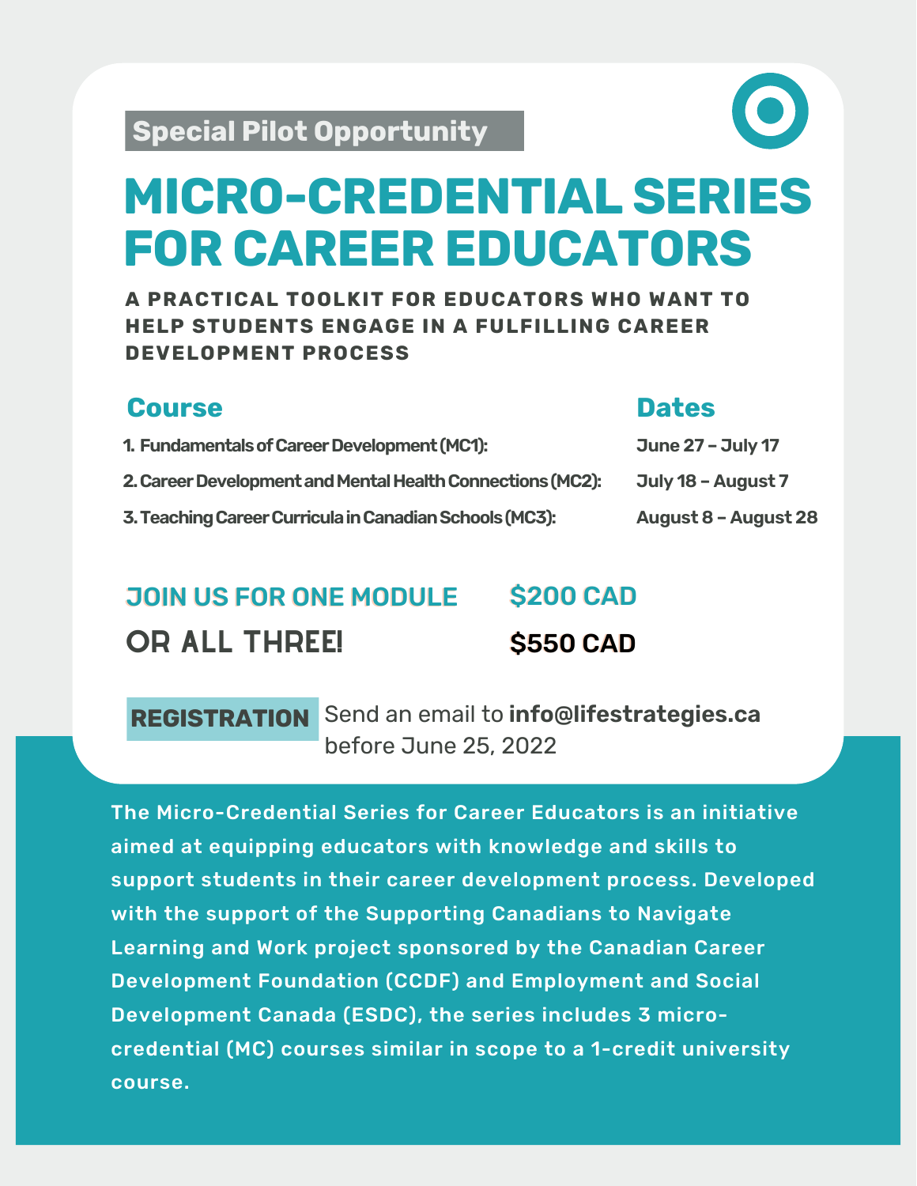**Special Pilot Opportunity**

# MICRO-CREDENTIAL SERIES FOR CAREER EDUCATORS

**A PRACTICAL TOOLKIT FOR EDUCATORS WHO WANT TO HELP STUDENTS ENGAGE IN A FULFILLING CAREER DEVELOPMENT PROCESS**

| Course | Dates |
| --- | --- |
| 1. Fundamentals of Career Development (MC1): | June 27 – July 17 |
| 2. Career Development and Mental Health Connections (MC2): | July 18 – August 7 |
| 3. Teaching Career Curricula in Canadian Schools (MC3): | August 8 – August 28 |

| | |
| --- | --- |
| **JOIN US FOR ONE MODULE** | **$200 CAD** |
| **OR ALL THREE!** | **$550 CAD** |

**REGISTRATION** Send an email to **info@lifestrategies.ca** before June 25, 2022

The Micro-Credential Series for Career Educators is an initiative aimed at equipping educators with knowledge and skills to support students in their career development process. Developed with the support of the Supporting Canadians to Navigate Learning and Work project sponsored by the Canadian Career Development Foundation (CCDF) and Employment and Social Development Canada (ESDC), the series includes 3 micro-credential (MC) courses similar in scope to a 1-credit university course.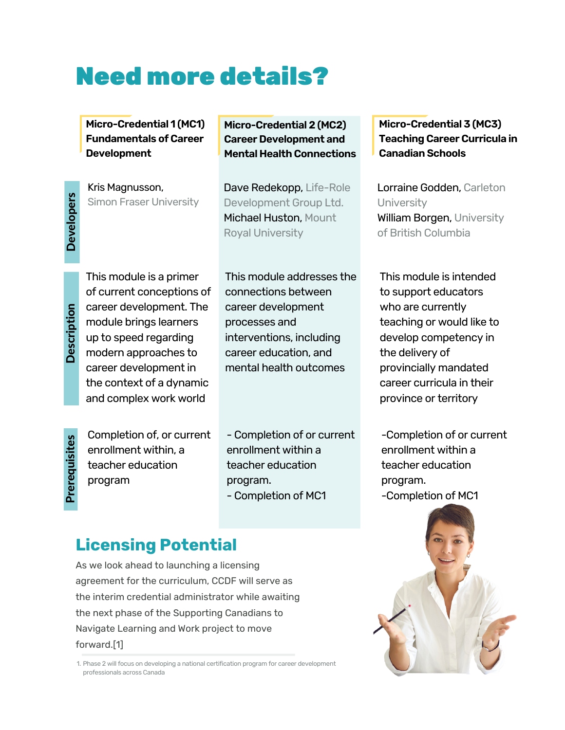# Need more details?

| | Micro-Credential 1 (MC1) Fundamentals of Career Development | Micro-Credential 2 (MC2) Career Development and Mental Health Connections | Micro-Credential 3 (MC3) Teaching Career Curricula in Canadian Schools |
|---|---|---|---|
| **Developers** | Kris Magnusson, Simon Fraser University | Dave Redekopp, Life-Role Development Group Ltd.<br>Michael Huston, Mount Royal University | Lorraine Godden, Carleton University<br>William Borgen, University of British Columbia |
| **Description** | This module is a primer of current conceptions of career development. The module brings learners up to speed regarding modern approaches to career development in the context of a dynamic and complex work world | This module addresses the connections between career development processes and interventions, including career education, and mental health outcomes | This module is intended to support educators who are currently teaching or would like to develop competency in the delivery of provincially mandated career curricula in their province or territory |
| **Prerequisites** | Completion of, or current enrollment within, a teacher education program | - Completion of or current enrollment within a teacher education program.<br>- Completion of MC1 | -Completion of or current enrollment within a teacher education program.<br>-Completion of MC1 |

## Licensing Potential

As we look ahead to launching a licensing agreement for the curriculum, CCDF will serve as the interim credential administrator while awaiting the next phase of the Supporting Canadians to Navigate Learning and Work project to move forward.[1]

1. Phase 2 will focus on developing a national certification program for career development professionals across Canada